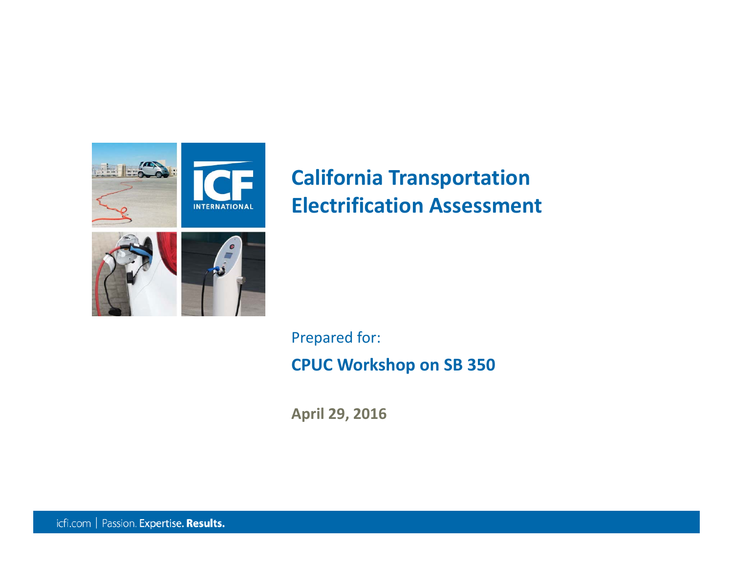# California Transportation Electrification Assessment

Prepared for:

**CPUC Workshop on SB 350**

**April 29, 2016**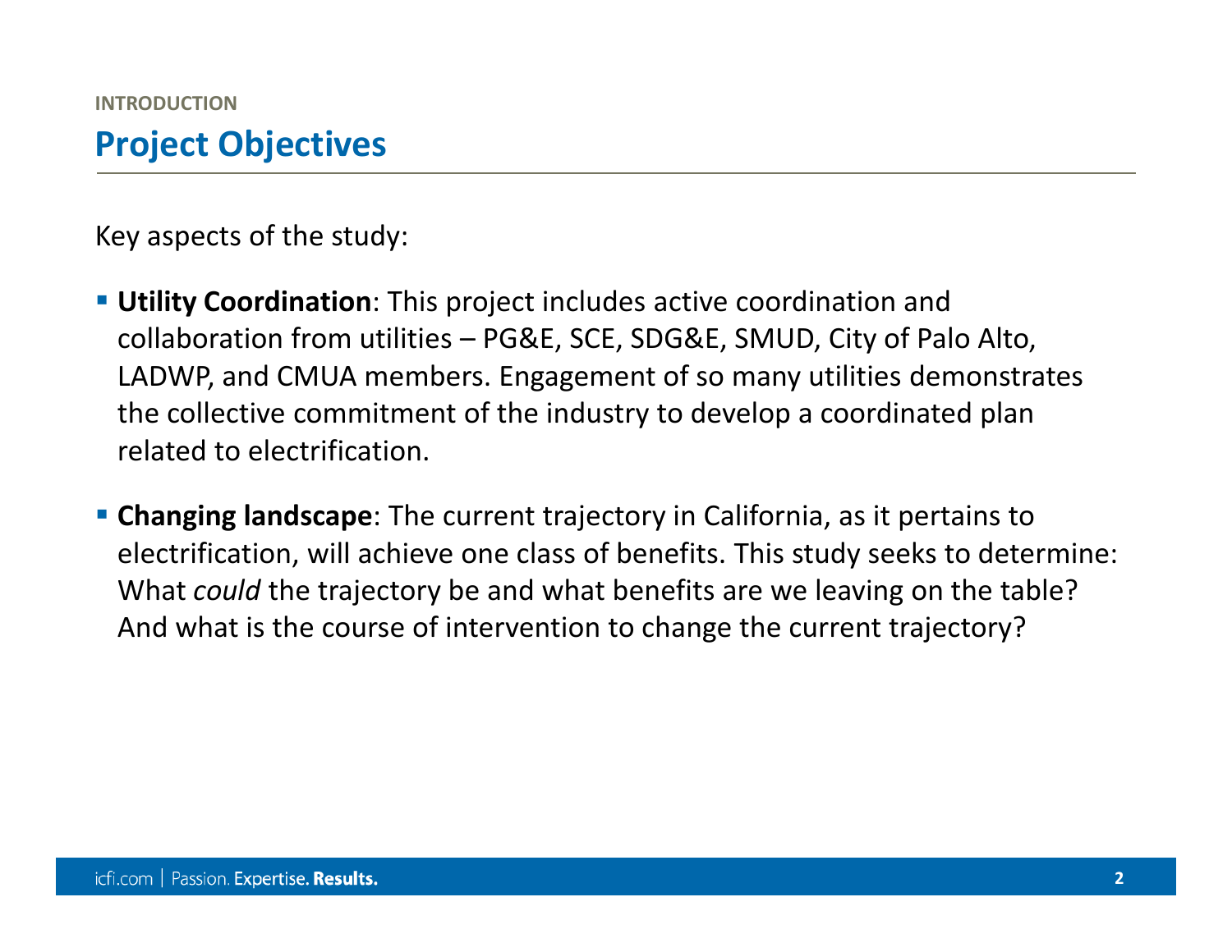INTRODUCTION

# Project Objectives

Key aspects of the study:

- **Utility Coordination**: This project includes active coordination and collaboration from utilities – PG&E, SCE, SDG&E, SMUD, City of Palo Alto, LADWP, and CMUA members. Engagement of so many utilities demonstrates the collective commitment of the industry to develop a coordinated plan related to electrification.
- **Changing landscape**: The current trajectory in California, as it pertains to electrification, will achieve one class of benefits. This study seeks to determine: What *could* the trajectory be and what benefits are we leaving on the table? And what is the course of intervention to change the current trajectory?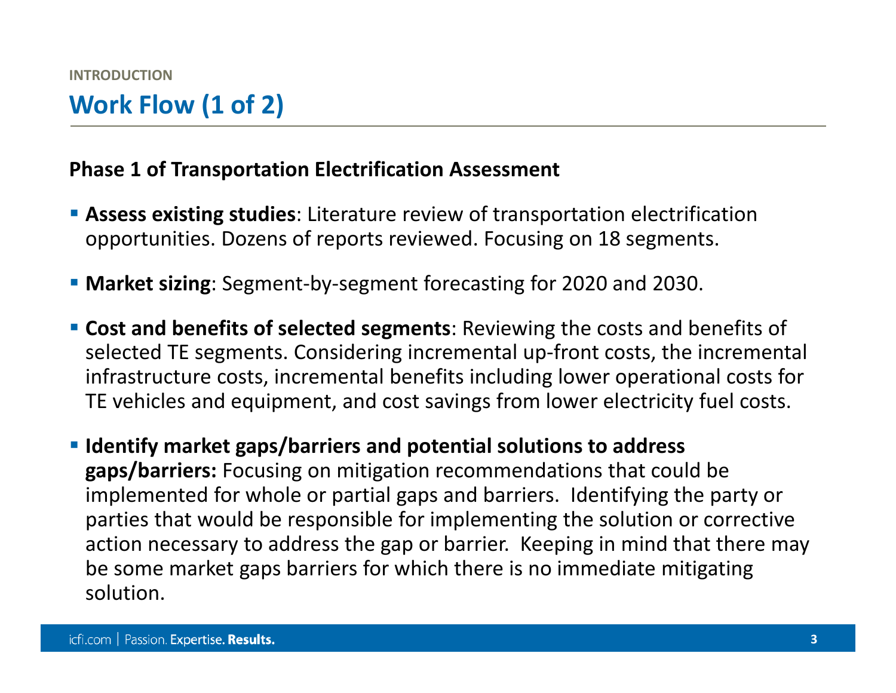INTRODUCTION

# Work Flow (1 of 2)

**Phase 1 of Transportation Electrification Assessment**

- **Assess existing studies**: Literature review of transportation electrification opportunities. Dozens of reports reviewed. Focusing on 18 segments.
- **Market sizing**: Segment-by-segment forecasting for 2020 and 2030.
- **Cost and benefits of selected segments**: Reviewing the costs and benefits of selected TE segments. Considering incremental up-front costs, the incremental infrastructure costs, incremental benefits including lower operational costs for TE vehicles and equipment, and cost savings from lower electricity fuel costs.
- **Identify market gaps/barriers and potential solutions to address gaps/barriers:** Focusing on mitigation recommendations that could be implemented for whole or partial gaps and barriers. Identifying the party or parties that would be responsible for implementing the solution or corrective action necessary to address the gap or barrier. Keeping in mind that there may be some market gaps barriers for which there is no immediate mitigating solution.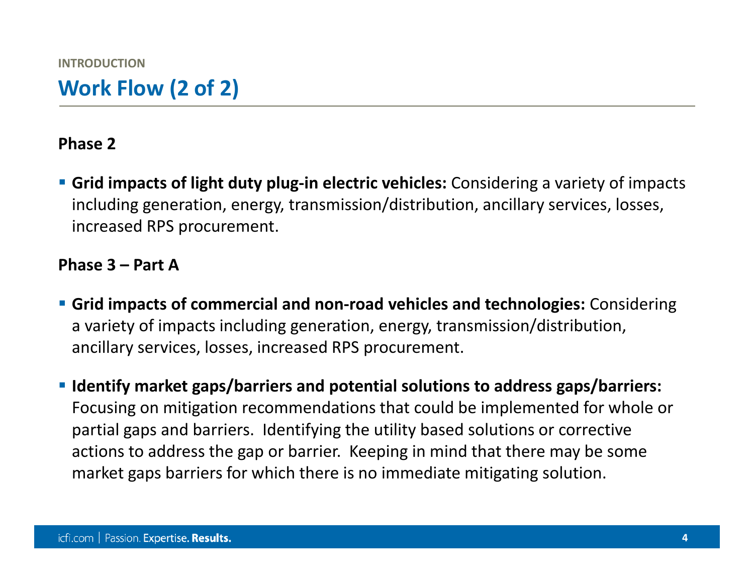INTRODUCTION

# Work Flow (2 of 2)

**Phase 2**

- **Grid impacts of light duty plug-in electric vehicles:** Considering a variety of impacts including generation, energy, transmission/distribution, ancillary services, losses, increased RPS procurement.

**Phase 3 – Part A**

- **Grid impacts of commercial and non-road vehicles and technologies:** Considering a variety of impacts including generation, energy, transmission/distribution, ancillary services, losses, increased RPS procurement.
- **Identify market gaps/barriers and potential solutions to address gaps/barriers:** Focusing on mitigation recommendations that could be implemented for whole or partial gaps and barriers. Identifying the utility based solutions or corrective actions to address the gap or barrier. Keeping in mind that there may be some market gaps barriers for which there is no immediate mitigating solution.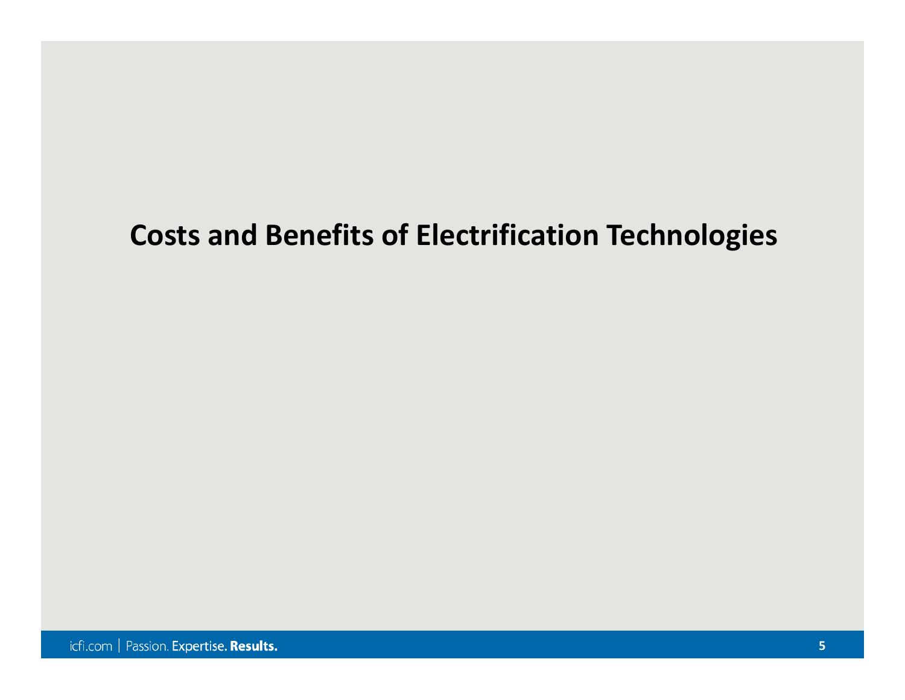# Costs and Benefits of Electrification Technologies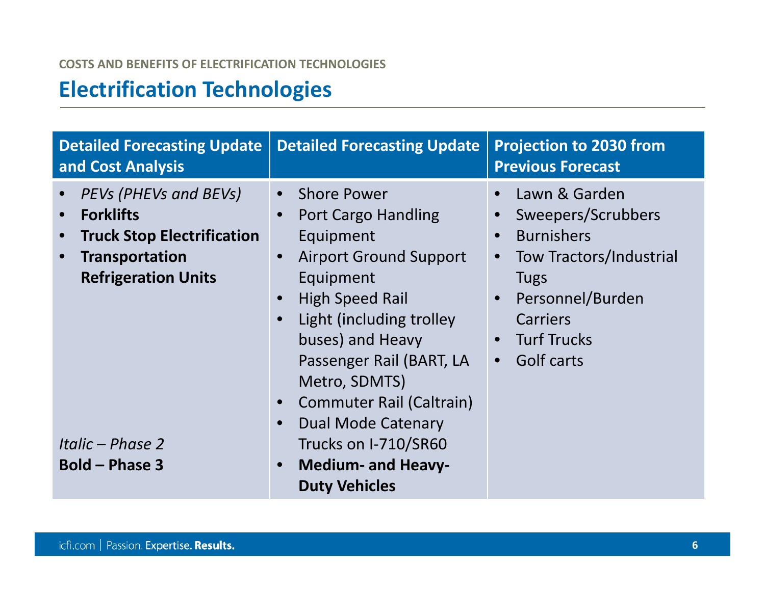COSTS AND BENEFITS OF ELECTRIFICATION TECHNOLOGIES

# Electrification Technologies

| Detailed Forecasting Update and Cost Analysis | Detailed Forecasting Update | Projection to 2030 from Previous Forecast |
|---|---|---|
| • *PEVs (PHEVs and BEVs)*<br>• **Forklifts**<br>• **Truck Stop Electrification**<br>• **Transportation Refrigeration Units**<br><br>*Italic – Phase 2*<br>**Bold – Phase 3** | • Shore Power<br>• Port Cargo Handling Equipment<br>• Airport Ground Support Equipment<br>• High Speed Rail<br>• Light (including trolley buses) and Heavy Passenger Rail (BART, LA Metro, SDMTS)<br>• Commuter Rail (Caltrain)<br>• Dual Mode Catenary Trucks on I-710/SR60<br>• **Medium- and Heavy-Duty Vehicles** | • Lawn & Garden<br>• Sweepers/Scrubbers<br>• Burnishers<br>• Tow Tractors/Industrial Tugs<br>• Personnel/Burden Carriers<br>• Turf Trucks<br>• Golf carts |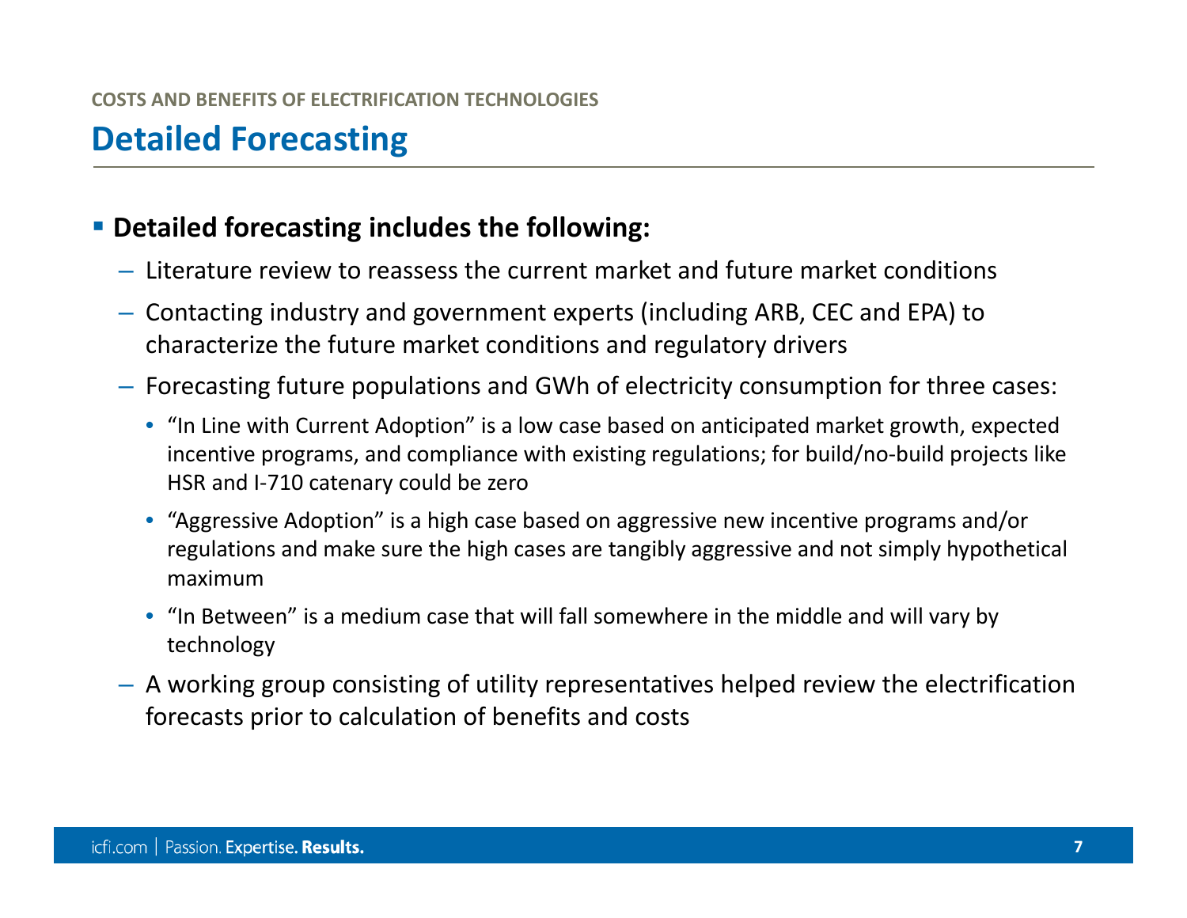COSTS AND BENEFITS OF ELECTRIFICATION TECHNOLOGIES

# Detailed Forecasting

- **Detailed forecasting includes the following:**
  - Literature review to reassess the current market and future market conditions
  - Contacting industry and government experts (including ARB, CEC and EPA) to characterize the future market conditions and regulatory drivers
  - Forecasting future populations and GWh of electricity consumption for three cases:
    - "In Line with Current Adoption" is a low case based on anticipated market growth, expected incentive programs, and compliance with existing regulations; for build/no-build projects like HSR and I-710 catenary could be zero
    - "Aggressive Adoption" is a high case based on aggressive new incentive programs and/or regulations and make sure the high cases are tangibly aggressive and not simply hypothetical maximum
    - "In Between" is a medium case that will fall somewhere in the middle and will vary by technology
  - A working group consisting of utility representatives helped review the electrification forecasts prior to calculation of benefits and costs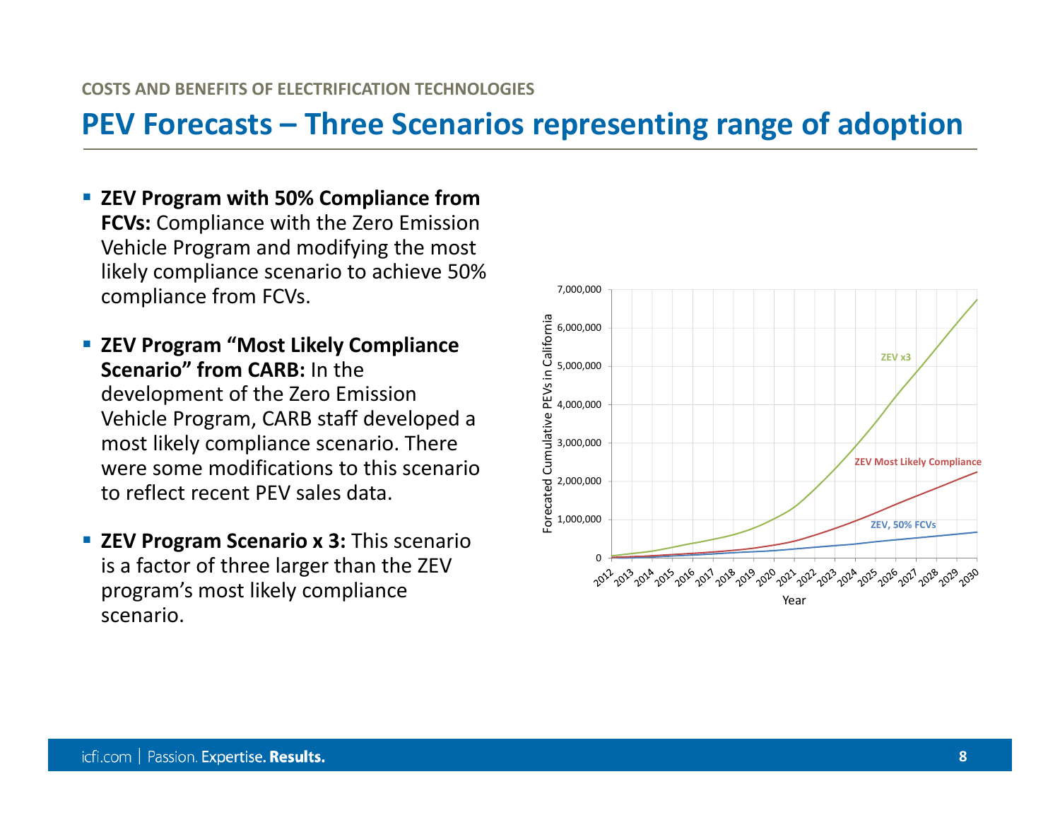COSTS AND BENEFITS OF ELECTRIFICATION TECHNOLOGIES

# PEV Forecasts – Three Scenarios representing range of adoption

- **ZEV Program with 50% Compliance from FCVs:** Compliance with the Zero Emission Vehicle Program and modifying the most likely compliance scenario to achieve 50% compliance from FCVs.
- **ZEV Program "Most Likely Compliance Scenario" from CARB:** In the development of the Zero Emission Vehicle Program, CARB staff developed a most likely compliance scenario. There were some modifications to this scenario to reflect recent PEV sales data.
- **ZEV Program Scenario x 3:** This scenario is a factor of three larger than the ZEV program's most likely compliance scenario.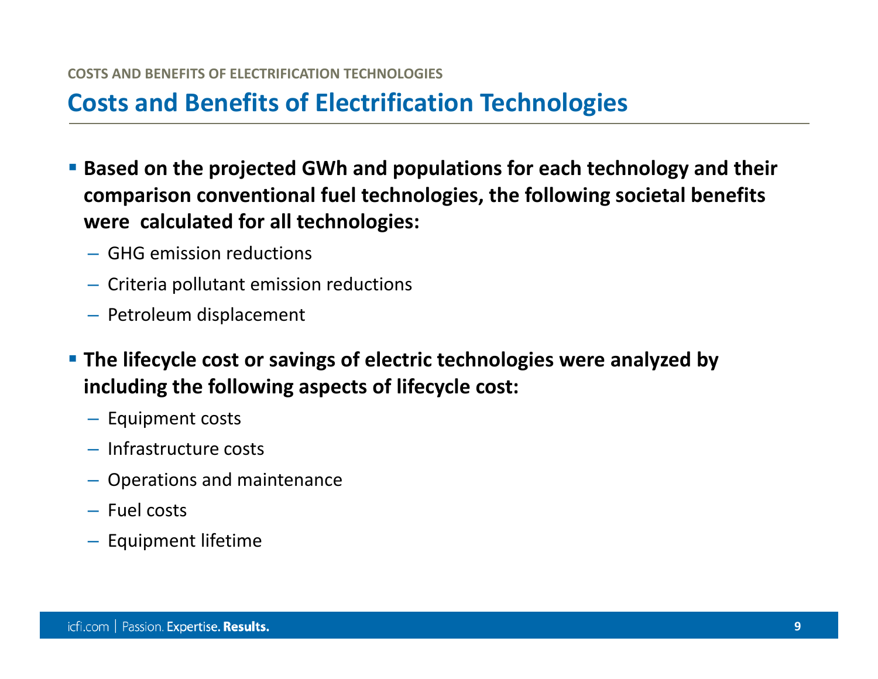## Costs and Benefits of Electrification Technologies

- **Based on the projected GWh and populations for each technology and their comparison conventional fuel technologies, the following societal benefits were calculated for all technologies:**
  - GHG emission reductions
  - Criteria pollutant emission reductions
  - Petroleum displacement
- **The lifecycle cost or savings of electric technologies were analyzed by including the following aspects of lifecycle cost:**
  - Equipment costs
  - Infrastructure costs
  - Operations and maintenance
  - Fuel costs
  - Equipment lifetime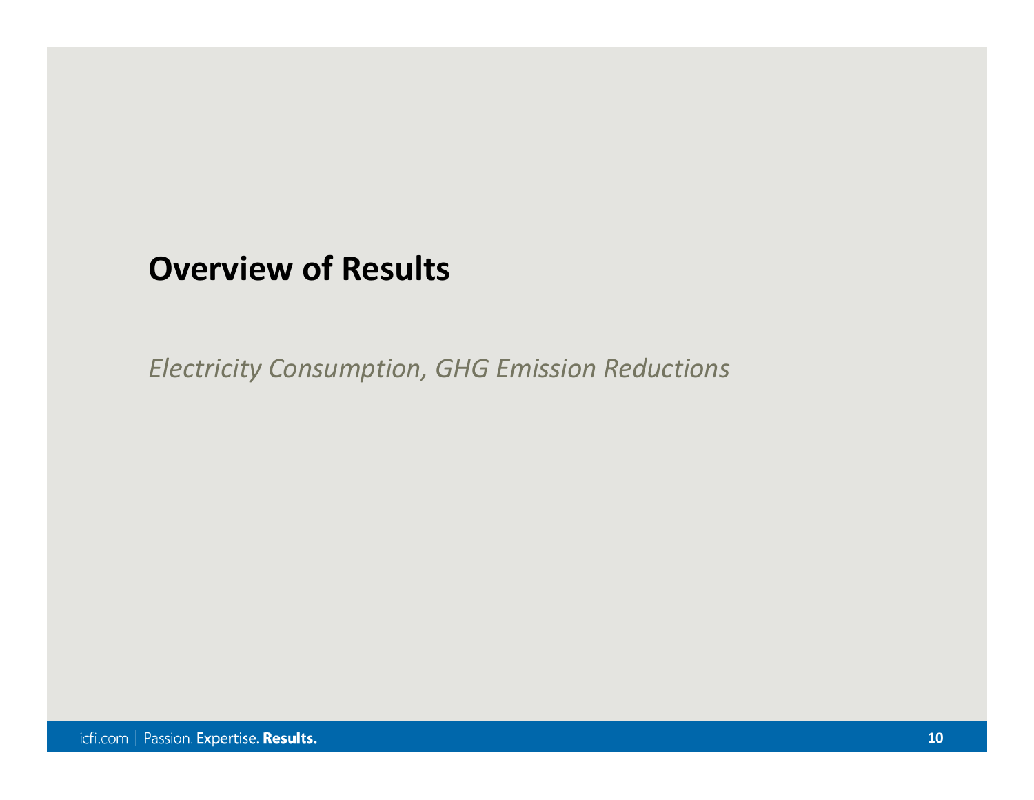# Overview of Results

*Electricity Consumption, GHG Emission Reductions*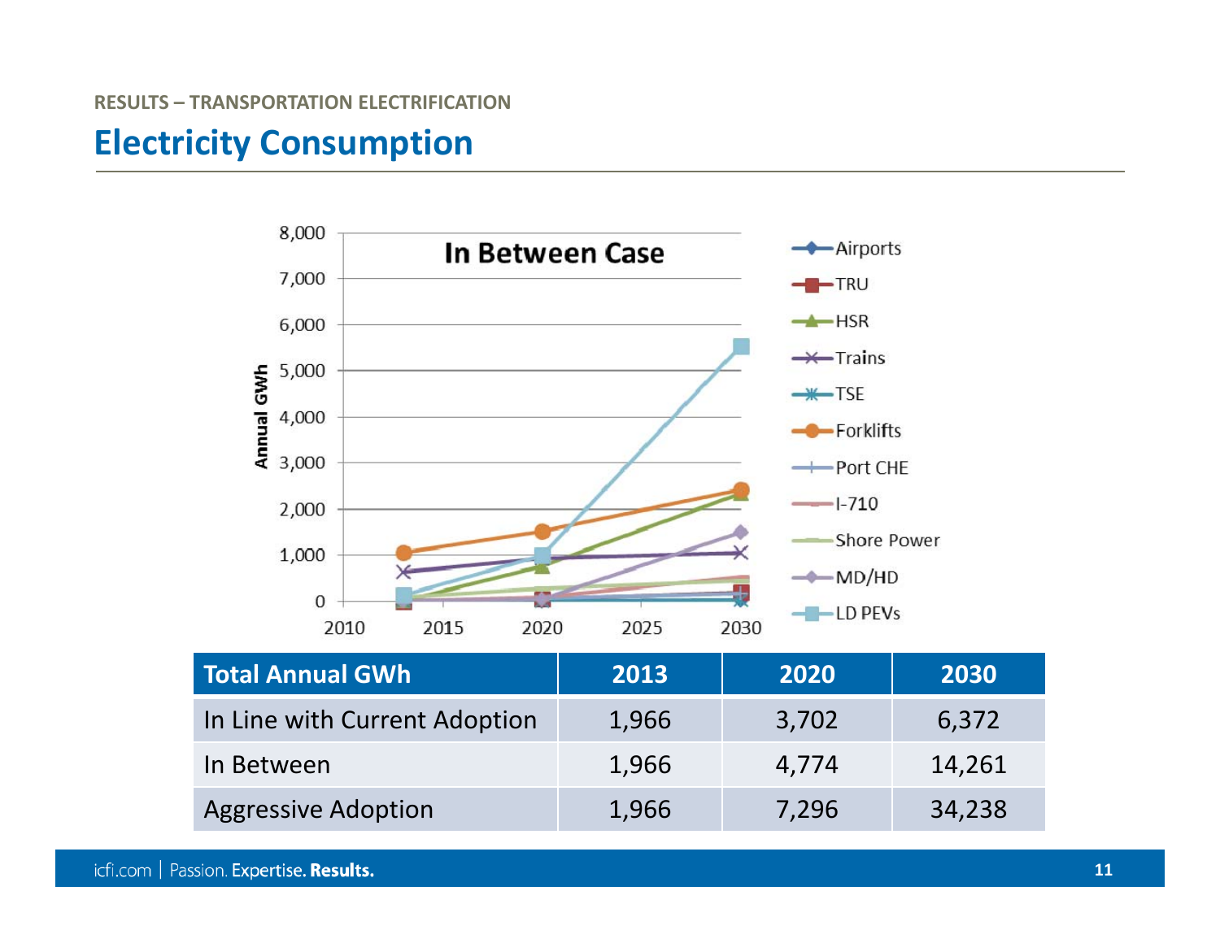RESULTS – TRANSPORTATION ELECTRIFICATION

# Electricity Consumption

| Total Annual GWh | 2013 | 2020 | 2030 |
|---|---|---|---|
| In Line with Current Adoption | 1,966 | 3,702 | 6,372 |
| In Between | 1,966 | 4,774 | 14,261 |
| Aggressive Adoption | 1,966 | 7,296 | 34,238 |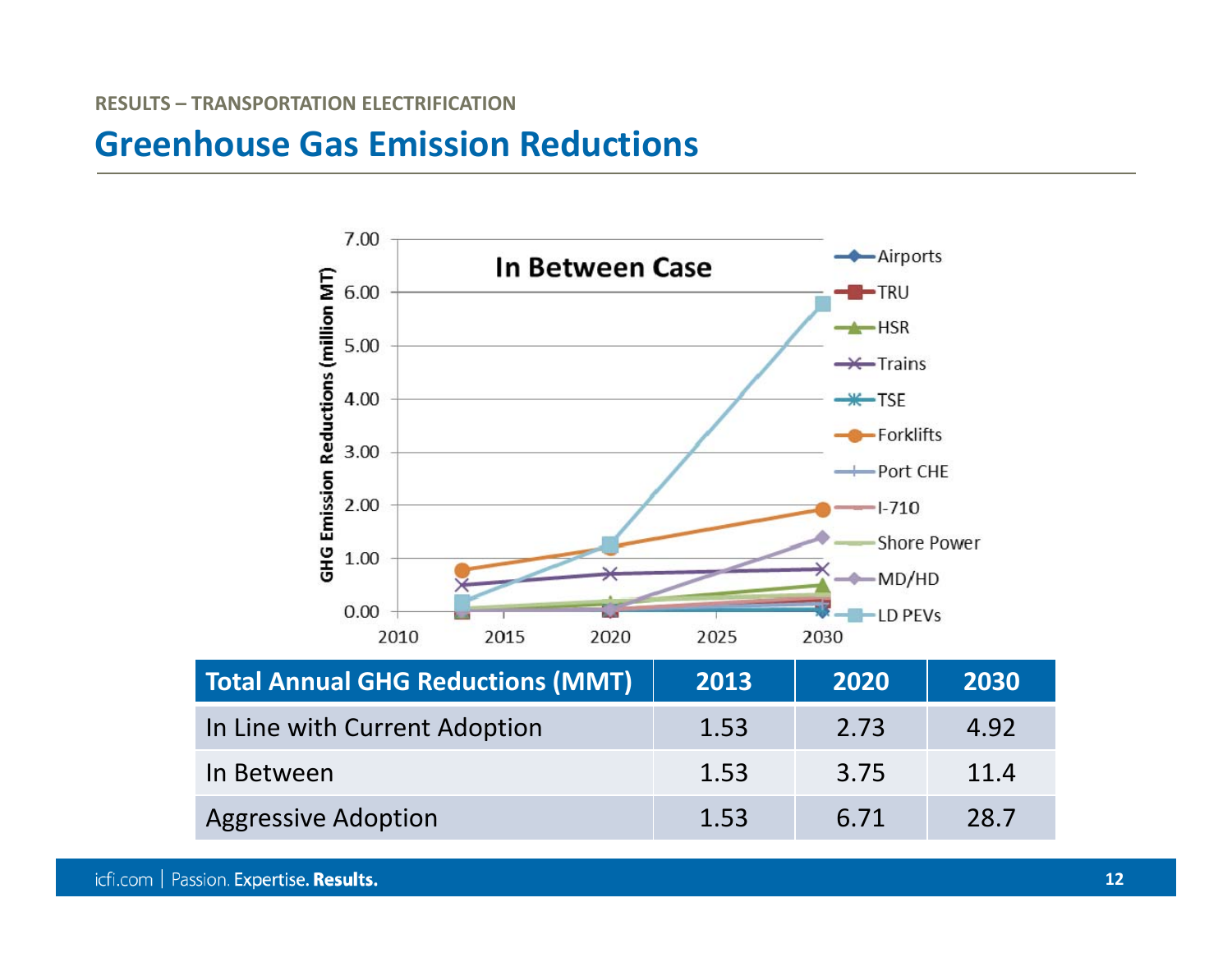RESULTS – TRANSPORTATION ELECTRIFICATION

# Greenhouse Gas Emission Reductions

| Total Annual GHG Reductions (MMT) | 2013 | 2020 | 2030 |
|---|---|---|---|
| In Line with Current Adoption | 1.53 | 2.73 | 4.92 |
| In Between | 1.53 | 3.75 | 11.4 |
| Aggressive Adoption | 1.53 | 6.71 | 28.7 |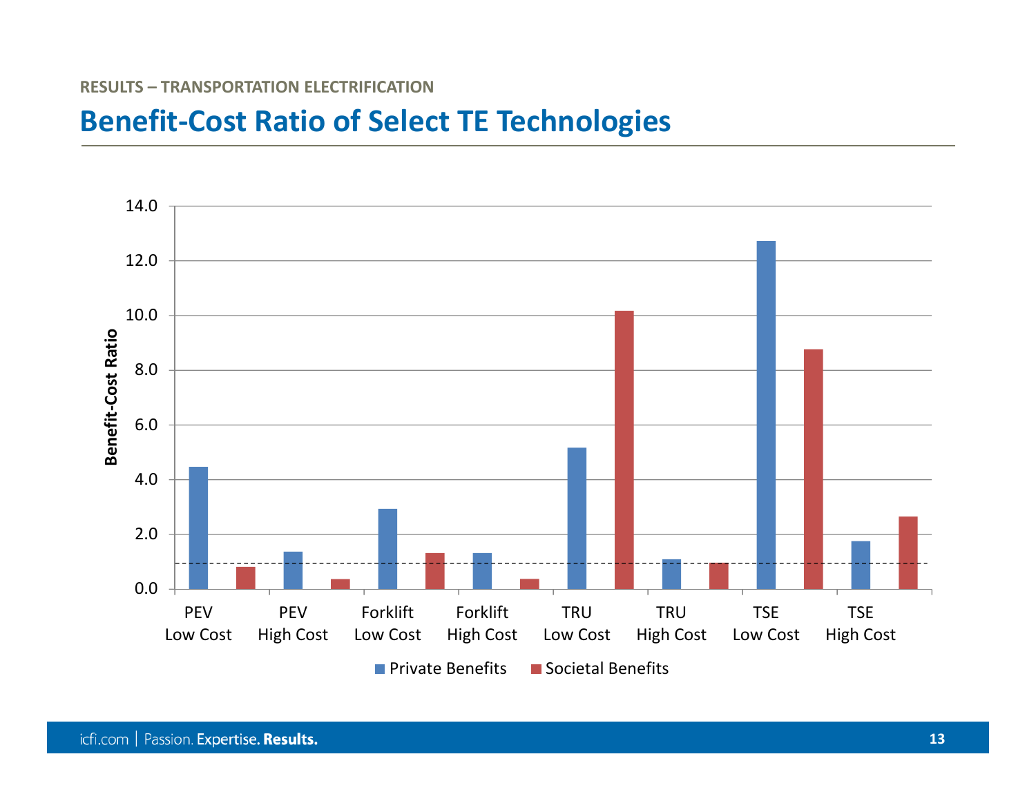RESULTS – TRANSPORTATION ELECTRIFICATION

# Benefit-Cost Ratio of Select TE Technologies

Benefit-Cost Ratio

14.0
12.0
10.0
8.0
6.0
4.0
2.0
0.0

PEV Low Cost | PEV High Cost | Forklift Low Cost | Forklift High Cost | TRU Low Cost | TRU High Cost | TSE Low Cost | TSE High Cost

■ Private Benefits ■ Societal Benefits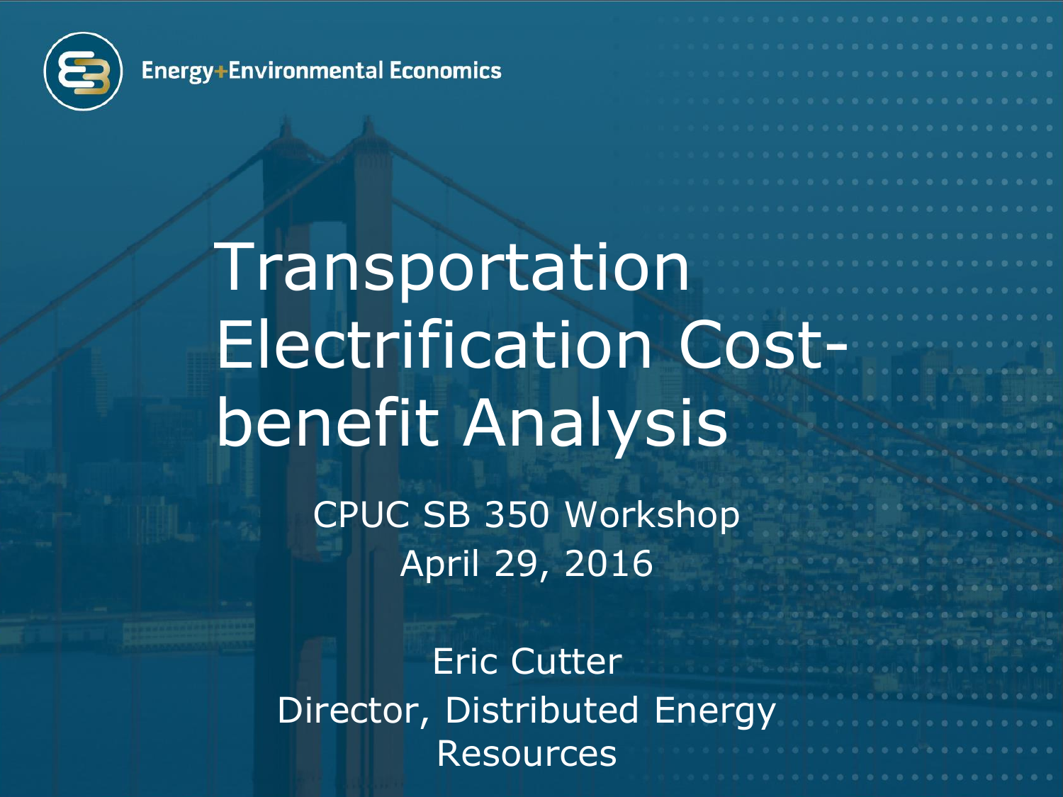Energy+Environmental Economics

# Transportation Electrification Cost-benefit Analysis

CPUC SB 350 Workshop
April 29, 2016

Eric Cutter
Director, Distributed Energy Resources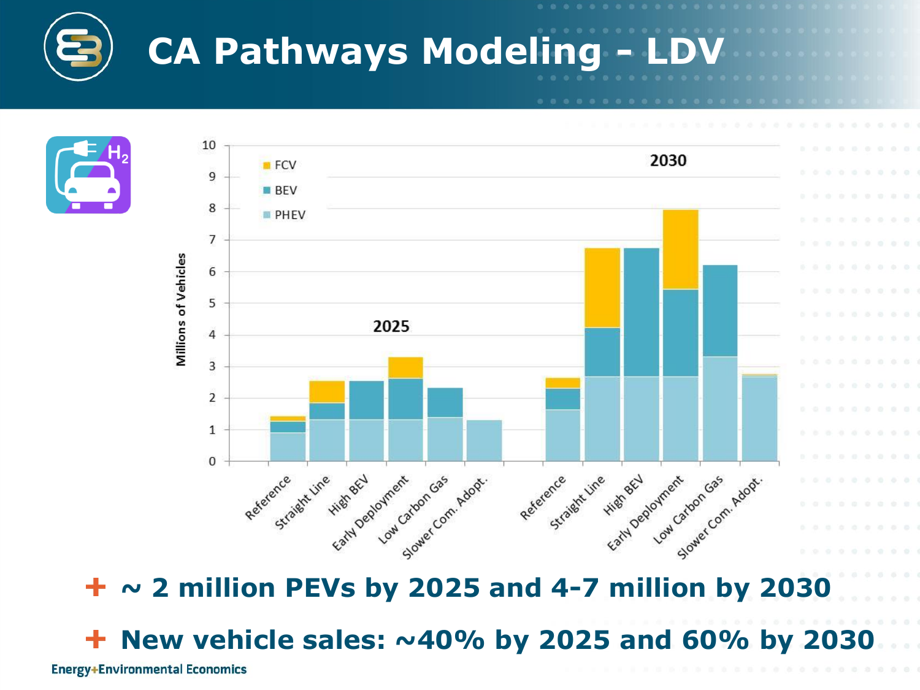# CA Pathways Modeling – LDV

- ~ 2 million PEVs by 2025 and 4-7 million by 2030
- New vehicle sales: ~40% by 2025 and 60% by 2030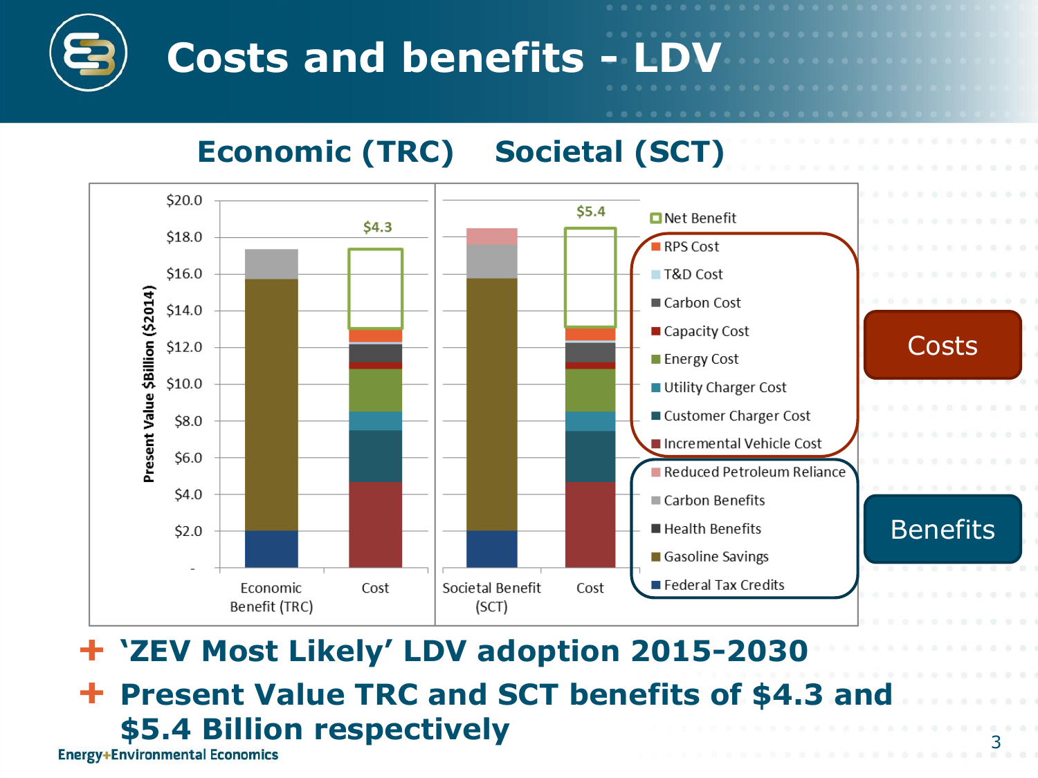# Costs and benefits - LDV

## Economic (TRC) Societal (SCT)

Present Value $Billion ($2014)

| | Economic Benefit (TRC) | Cost | Societal Benefit (SCT) | Cost |
|---|---|---|---|---|
| Net Benefit | | $4.3 | | $5.4 |

**Costs:** RPS Cost, T&D Cost, Carbon Cost, Capacity Cost, Energy Cost, Utility Charger Cost, Customer Charger Cost, Incremental Vehicle Cost

**Benefits:** Reduced Petroleum Reliance, Carbon Benefits, Health Benefits, Gasoline Savings, Federal Tax Credits

- **'ZEV Most Likely' LDV adoption 2015-2030**
- **Present Value TRC and SCT benefits of $4.3 and $5.4 Billion respectively**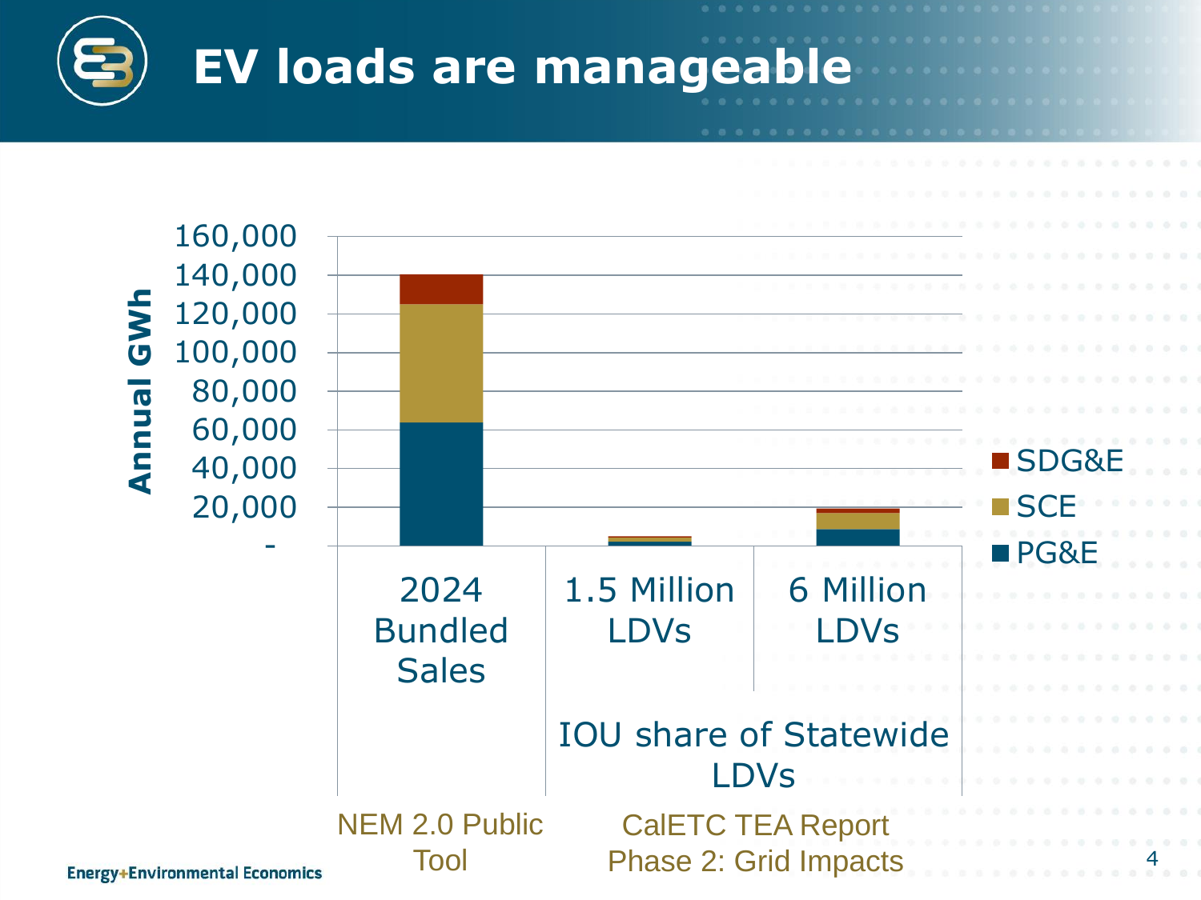# EV loads are manageable

Annual GWh

160,000
140,000
120,000
100,000
80,000
60,000
40,000
20,000
-

- SDG&E
- SCE
- PG&E

| 2024 Bundled Sales | 1.5 Million LDVs | 6 Million LDVs |
|---|---|---|
| | IOU share of Statewide LDVs | |
| NEM 2.0 Public Tool | CalETC TEA Report Phase 2: Grid Impacts | |

Energy+Environmental Economics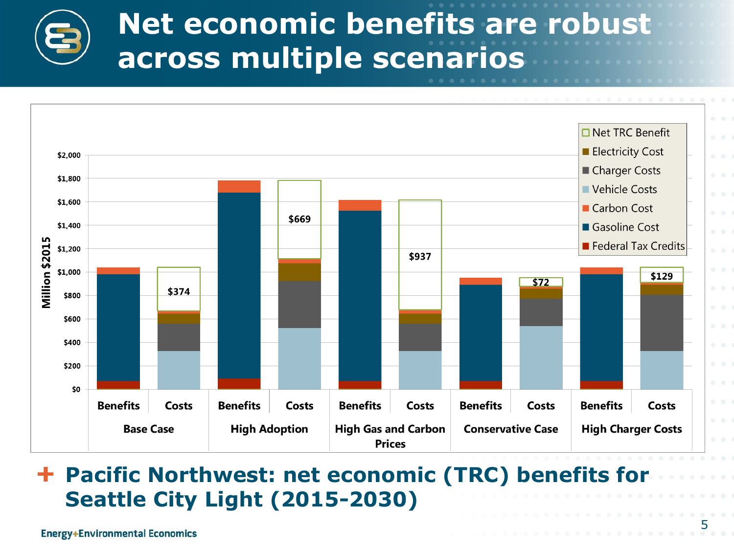# Net economic benefits are robust across multiple scenarios

| Scenario | Net TRC Benefit (Million $2015) |
| --- | --- |
| Base Case | $374 |
| High Adoption | $669 |
| High Gas and Carbon Prices | $937 |
| Conservative Case | $72 |
| High Charger Costs | $129 |

Chart legend: Net TRC Benefit; Electricity Cost; Charger Costs; Vehicle Costs; Carbon Cost; Gasoline Cost; Federal Tax Credits. Y-axis: Million $2015 ($0 – $2,000). Each scenario shows Benefits and Costs bars.

+ **Pacific Northwest: net economic (TRC) benefits for Seattle City Light (2015-2030)**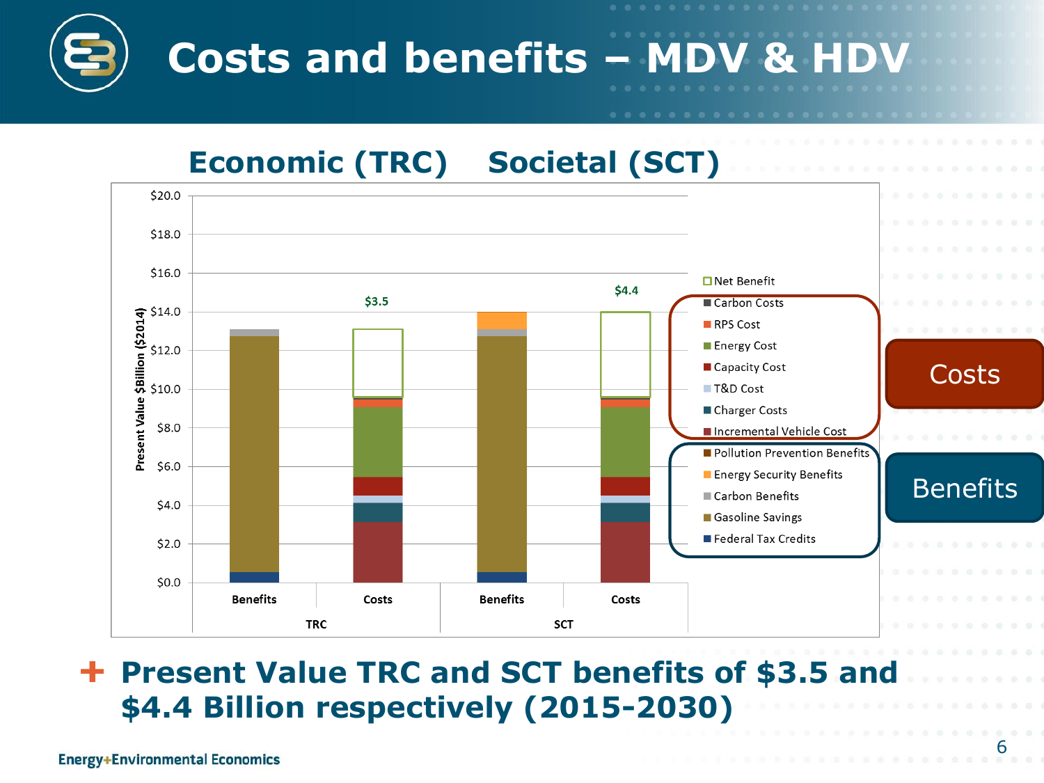# Costs and benefits – MDV & HDV

## Economic (TRC) Societal (SCT)

Present Value $Billion ($2014)

$20.0, $18.0, $16.0, $14.0, $12.0, $10.0, $8.0, $6.0, $4.0, $2.0, $0.0

$3.5 $4.4

Benefits Costs Benefits Costs

TRC SCT

- Net Benefit
- Carbon Costs
- RPS Cost
- Energy Cost
- Capacity Cost
- T&D Cost
- Charger Costs
- Incremental Vehicle Cost
- Pollution Prevention Benefits
- Energy Security Benefits
- Carbon Benefits
- Gasoline Savings
- Federal Tax Credits

Costs

Benefits

+ **Present Value TRC and SCT benefits of $3.5 and $4.4 Billion respectively (2015-2030)**

Energy+Environmental Economics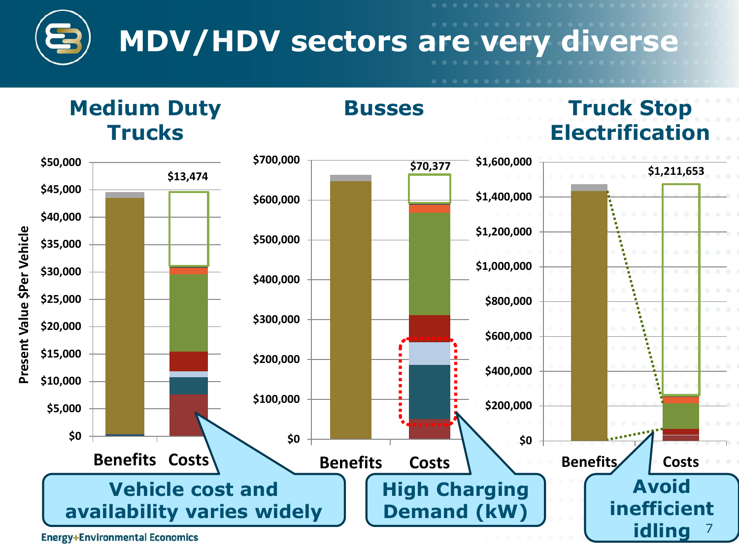# MDV/HDV sectors are very diverse

## Medium Duty Trucks

Present Value $Per Vehicle

$50,000 · $45,000 · $40,000 · $35,000 · $30,000 · $25,000 · $20,000 · $15,000 · $10,000 · $5,000 · $0

$13,474

Benefits · Costs

**Vehicle cost and availability varies widely**

## Busses

$700,000 · $600,000 · $500,000 · $400,000 · $300,000 · $200,000 · $100,000 · $0

$70,377

Benefits · Costs

**High Charging Demand (kW)**

## Truck Stop Electrification

$1,600,000 · $1,400,000 · $1,200,000 · $1,000,000 · $800,000 · $600,000 · $400,000 · $200,000 · $0

$1,211,653

Benefits · Costs

**Avoid inefficient idling**

Energy+Environmental Economics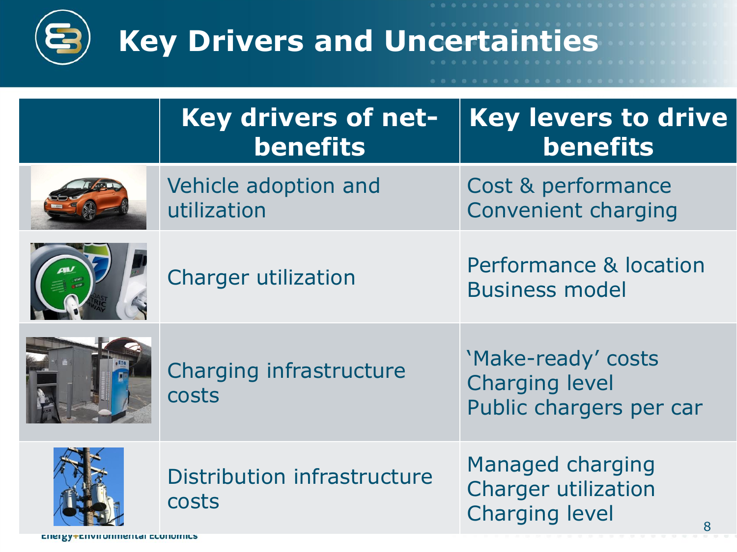# Key Drivers and Uncertainties

| | Key drivers of net-benefits | Key levers to drive benefits |
|---|---|---|
| | Vehicle adoption and utilization | Cost & performance<br>Convenient charging |
| | Charger utilization | Performance & location<br>Business model |
| | Charging infrastructure costs | 'Make-ready' costs<br>Charging level<br>Public chargers per car |
| | Distribution infrastructure costs | Managed charging<br>Charger utilization<br>Charging level |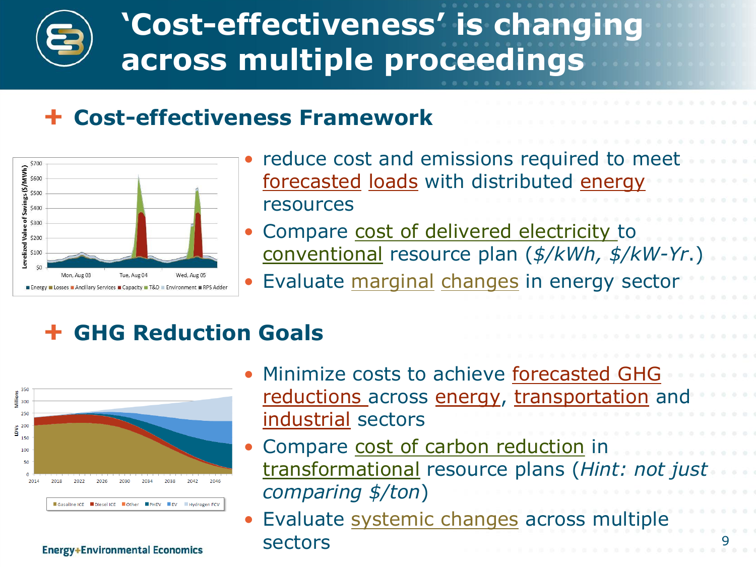# 'Cost-effectiveness' is changing across multiple proceedings

## Cost-effectiveness Framework

- reduce cost and emissions required to meet forecasted loads with distributed energy resources
- Compare cost of delivered electricity to conventional resource plan (*$/kWh, $/kW-Yr*.)
- Evaluate marginal changes in energy sector

## GHG Reduction Goals

- Minimize costs to achieve forecasted GHG reductions across energy, transportation and industrial sectors
- Compare cost of carbon reduction in transformational resource plans (*Hint: not just comparing $/ton*)
- Evaluate systemic changes across multiple sectors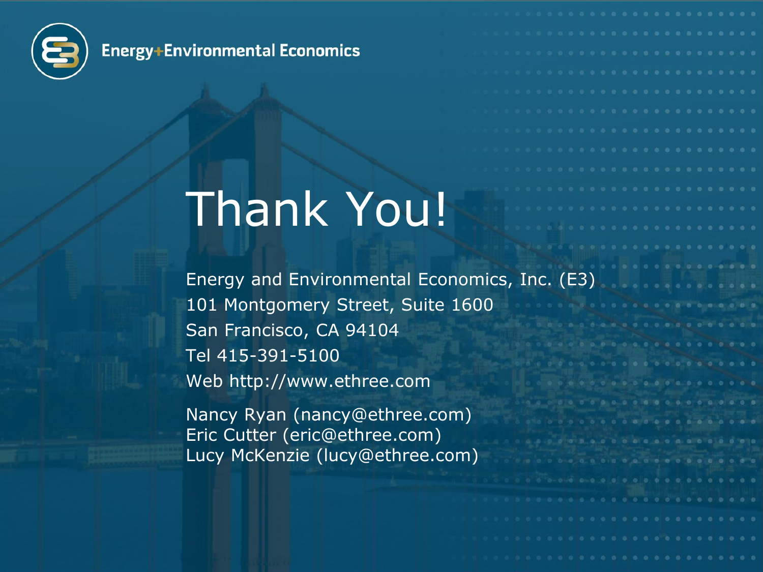Energy+Environmental Economics

# Thank You!

Energy and Environmental Economics, Inc. (E3)
101 Montgomery Street, Suite 1600
San Francisco, CA 94104
Tel 415-391-5100
Web http://www.ethree.com

Nancy Ryan (nancy@ethree.com)
Eric Cutter (eric@ethree.com)
Lucy McKenzie (lucy@ethree.com)